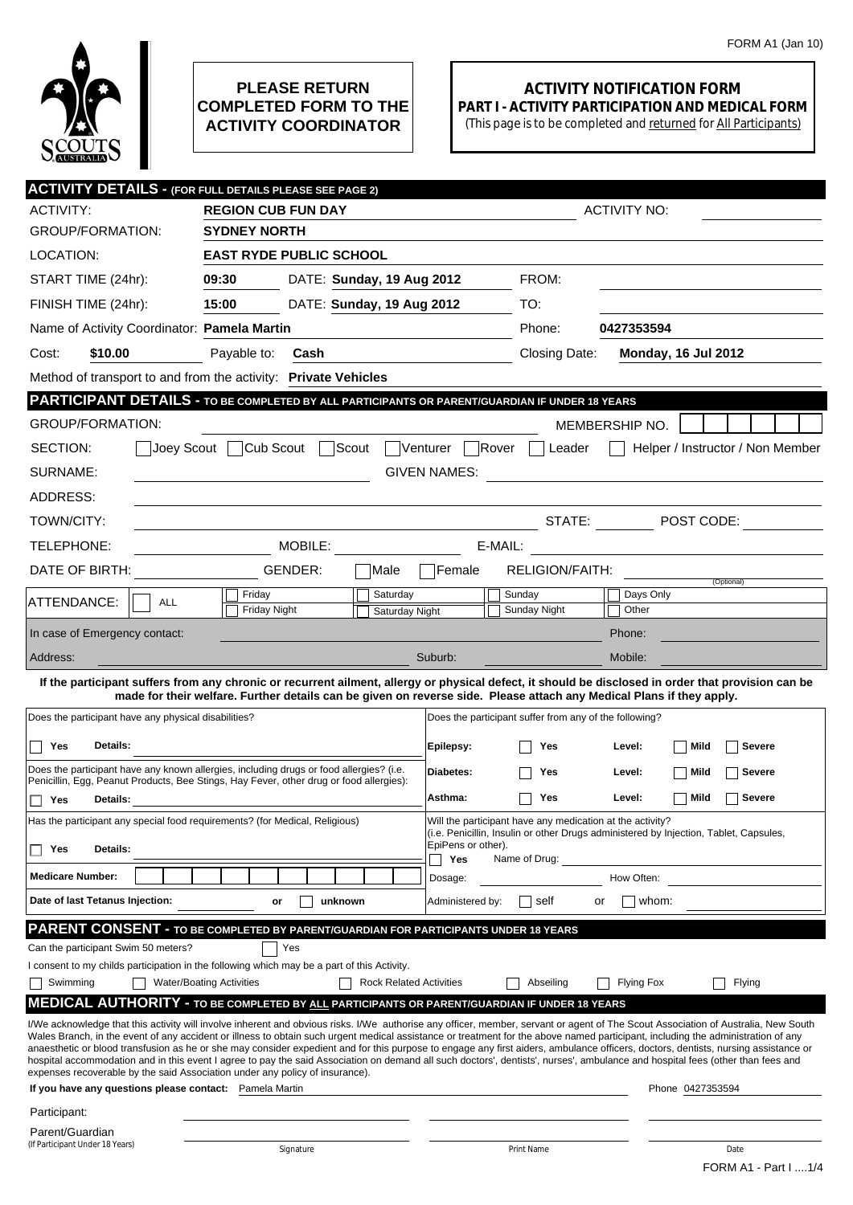FORM A1 (Jan 10)

**PLEASE RETURN COMPLETED FORM TO THE ACTIVITY COORDINATOR**

# ACTIVITY NOTIFICATION FORM

## PART I - ACTIVITY PARTICIPATION AND MEDICAL FORM

(This page is to be completed and returned for All Participants)

## ACTIVITY DETAILS - (FOR FULL DETAILS PLEASE SEE PAGE 2)

ACTIVITY: **REGION CUB FUN DAY** ACTIVITY NO:

GROUP/FORMATION: **SYDNEY NORTH**

LOCATION: **EAST RYDE PUBLIC SCHOOL**

START TIME (24hr): **09:30** DATE: **Sunday, 19 Aug 2012** FROM:

FINISH TIME (24hr): **15:00** DATE: **Sunday, 19 Aug 2012** TO:

Name of Activity Coordinator: **Pamela Martin** Phone: **0427353594**

Cost: **$10.00** Payable to: **Cash** Closing Date: **Monday, 16 Jul 2012**

Method of transport to and from the activity: **Private Vehicles**

## PARTICIPANT DETAILS - TO BE COMPLETED BY ALL PARTICIPANTS OR PARENT/GUARDIAN IF UNDER 18 YEARS

GROUP/FORMATION: MEMBERSHIP NO.

SECTION: ☐ Joey Scout ☐ Cub Scout ☐ Scout ☐ Venturer ☐ Rover ☐ Leader ☐ Helper / Instructor / Non Member

SURNAME: GIVEN NAMES:

ADDRESS:

TOWN/CITY: STATE: POST CODE:

TELEPHONE: MOBILE: E-MAIL:

DATE OF BIRTH: GENDER: ☐ Male ☐ Female RELIGION/FAITH: (Optional)

ATTENDANCE: ☐ ALL ☐ Friday ☐ Friday Night ☐ Saturday ☐ Saturday Night ☐ Sunday ☐ Sunday Night ☐ Days Only ☐ Other

In case of Emergency contact: Phone:

Address: Suburb: Mobile:

**If the participant suffers from any chronic or recurrent ailment, allergy or physical defect, it should be disclosed in order that provision can be made for their welfare. Further details can be given on reverse side. Please attach any Medical Plans if they apply.**

Does the participant have any physical disabilities?

☐ **Yes** **Details:**

Does the participant have any known allergies, including drugs or food allergies? (i.e. Penicillin, Egg, Peanut Products, Bee Stings, Hay Fever, other drug or food allergies):

☐ **Yes** **Details:**

Has the participant any special food requirements? (for Medical, Religious)

☐ **Yes** **Details:**

**Medicare Number:**

**Date of last Tetanus Injection:** or ☐ **unknown**

Does the participant suffer from any of the following?

| | | | |
|---|---|---|---|
| **Epilepsy:** | ☐ **Yes** | **Level:** | ☐ **Mild** ☐ **Severe** |
| **Diabetes:** | ☐ **Yes** | **Level:** | ☐ **Mild** ☐ **Severe** |
| **Asthma:** | ☐ **Yes** | **Level:** | ☐ **Mild** ☐ **Severe** |

Will the participant have any medication at the activity?
(i.e. Penicillin, Insulin or other Drugs administered by Injection, Tablet, Capsules, EpiPens or other).

☐ **Yes** Name of Drug:

Dosage: How Often:

Administered by: ☐ self or ☐ whom:

## PARENT CONSENT - TO BE COMPLETED BY PARENT/GUARDIAN FOR PARTICIPANTS UNDER 18 YEARS

Can the participant Swim 50 meters? ☐ Yes

I consent to my childs participation in the following which may be a part of this Activity.

☐ Swimming ☐ Water/Boating Activities ☐ Rock Related Activities ☐ Abseiling ☐ Flying Fox ☐ Flying

## MEDICAL AUTHORITY - TO BE COMPLETED BY ALL PARTICIPANTS OR PARENT/GUARDIAN IF UNDER 18 YEARS

I/We acknowledge that this activity will involve inherent and obvious risks. I/We authorise any officer, member, servant or agent of The Scout Association of Australia, New South Wales Branch, in the event of any accident or illness to obtain such urgent medical assistance or treatment for the above named participant, including the administration of any anaesthetic or blood transfusion as he or she may consider expedient and for this purpose to engage any first aiders, ambulance officers, doctors, dentists, nursing assistance or hospital accommodation and in this event I agree to pay the said Association on demand all such doctors', dentists', nurses', ambulance and hospital fees (other than fees and expenses recoverable by the said Association under any policy of insurance).

**If you have any questions please contact:** Pamela Martin Phone 0427353594

| | Signature | Print Name | Date |
|---|---|---|---|
| Participant: | | | |
| Parent/Guardian (If Participant Under 18 Years) | | | |

FORM A1 - Part I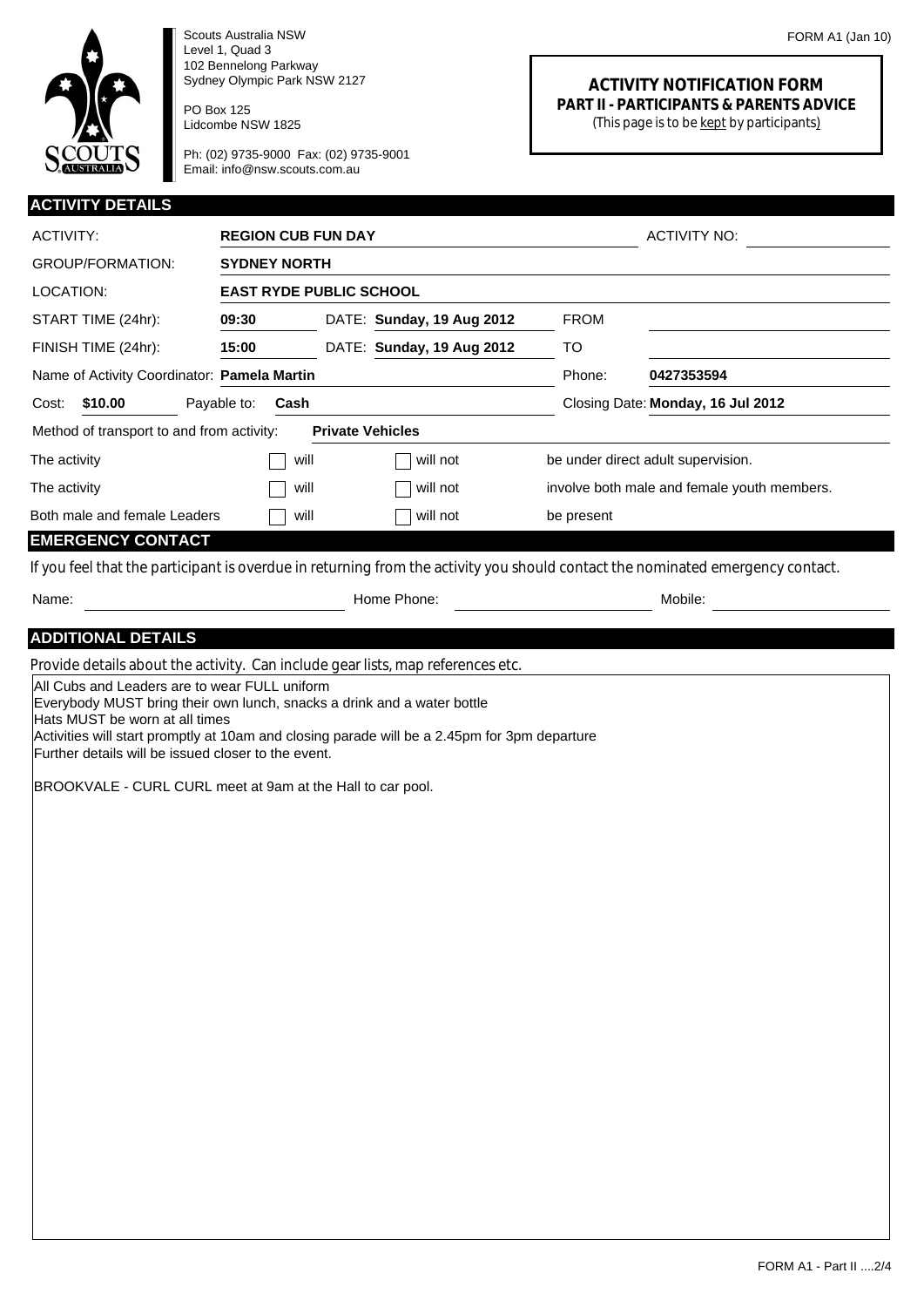Scouts Australia NSW
Level 1, Quad 3
102 Bennelong Parkway
Sydney Olympic Park NSW 2127

PO Box 125
Lidcombe NSW 1825

Ph: (02) 9735-9000 Fax: (02) 9735-9001
Email: info@nsw.scouts.com.au

FORM A1 (Jan 10)

# ACTIVITY NOTIFICATION FORM

**PART II - PARTICIPANTS & PARENTS ADVICE**

*(This page is to be kept by participants)*

## ACTIVITY DETAILS

ACTIVITY: **REGION CUB FUN DAY** ACTIVITY NO:

GROUP/FORMATION: **SYDNEY NORTH**

LOCATION: **EAST RYDE PUBLIC SCHOOL**

START TIME (24hr): **09:30** DATE: **Sunday, 19 Aug 2012** FROM

FINISH TIME (24hr): **15:00** DATE: **Sunday, 19 Aug 2012** TO

Name of Activity Coordinator: **Pamela Martin** Phone: **0427353594**

Cost: **$10.00** Payable to: **Cash** Closing Date: **Monday, 16 Jul 2012**

Method of transport to and from activity: **Private Vehicles**

The activity ☐ will ☐ will not be under direct adult supervision.

The activity ☐ will ☐ will not involve both male and female youth members.

Both male and female Leaders ☐ will ☐ will not be present

## EMERGENCY CONTACT

If you feel that the participant is overdue in returning from the activity you should contact the nominated emergency contact.

Name: Home Phone: Mobile:

## ADDITIONAL DETAILS

Provide details about the activity. Can include gear lists, map references etc.

All Cubs and Leaders are to wear FULL uniform
Everybody MUST bring their own lunch, snacks a drink and a water bottle
Hats MUST be worn at all times
Activities will start promptly at 10am and closing parade will be a 2.45pm for 3pm departure
Further details will be issued closer to the event.

BROOKVALE - CURL CURL meet at 9am at the Hall to car pool.